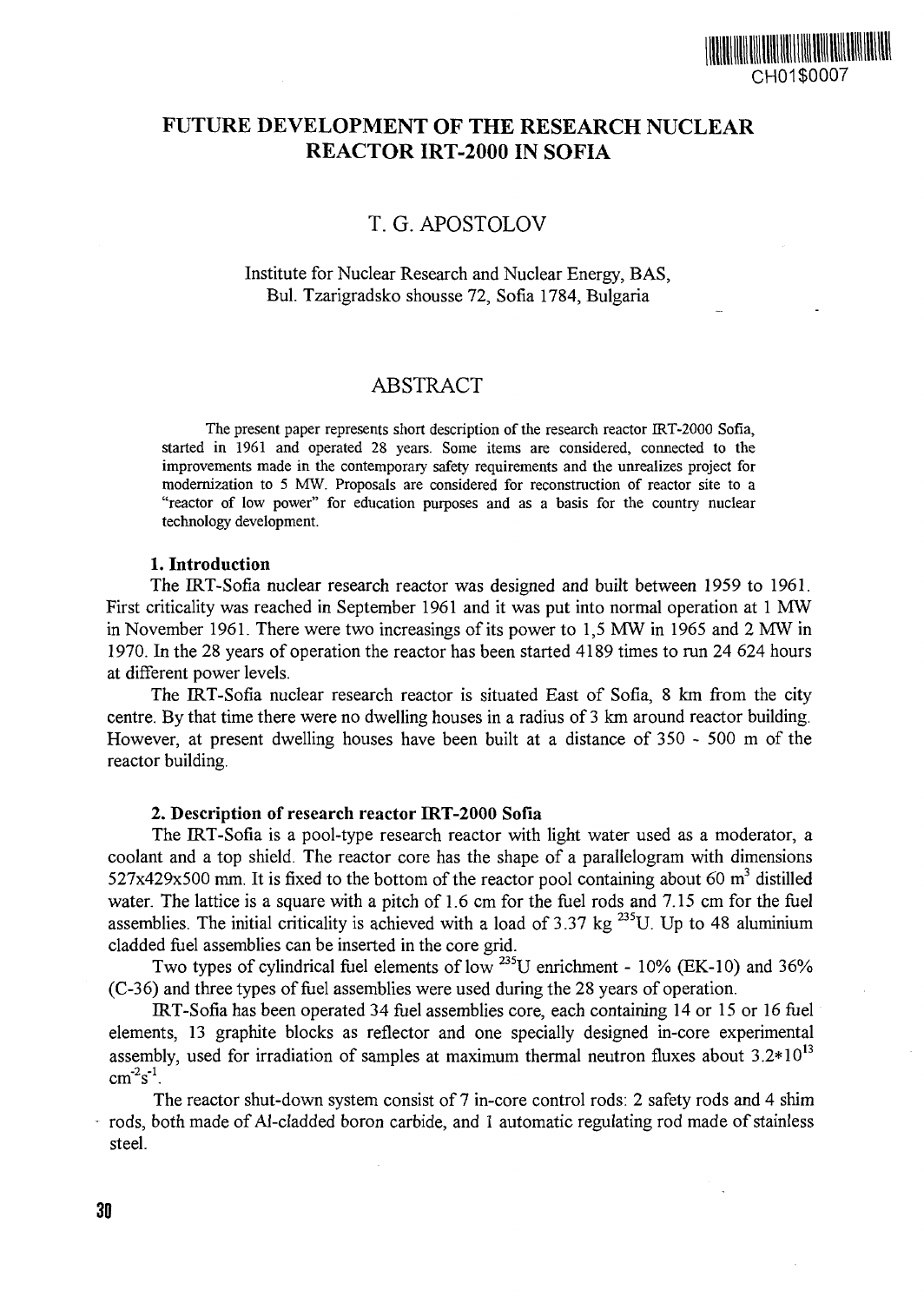# FUTURE DEVELOPMENT OF THE RESEARCH NUCLEAR REACTOR IRT-2000 IN SOFIA

T. G. APOSTOLOV

Institute for Nuclear Research and Nuclear Energy, BAS,
Bul. Tzarigradsko shousse 72, Sofia 1784, Bulgaria

## ABSTRACT

The present paper represents short description of the research reactor IRT-2000 Sofia, started in 1961 and operated 28 years. Some items are considered, connected to the improvements made in the contemporary safety requirements and the unrealizes project for modernization to 5 MW. Proposals are considered for reconstruction of reactor site to a "reactor of low power" for education purposes and as a basis for the country nuclear technology development.

### 1. Introduction

The IRT-Sofia nuclear research reactor was designed and built between 1959 to 1961. First criticality was reached in September 1961 and it was put into normal operation at 1 MW in November 1961. There were two increasings of its power to 1,5 MW in 1965 and 2 MW in 1970. In the 28 years of operation the reactor has been started 4189 times to run 24 624 hours at different power levels.

The IRT-Sofia nuclear research reactor is situated East of Sofia, 8 km from the city centre. By that time there were no dwelling houses in a radius of 3 km around reactor building. However, at present dwelling houses have been built at a distance of 350 - 500 m of the reactor building.

### 2. Description of research reactor IRT-2000 Sofia

The IRT-Sofia is a pool-type research reactor with light water used as a moderator, a coolant and a top shield. The reactor core has the shape of a parallelogram with dimensions 527x429x500 mm. It is fixed to the bottom of the reactor pool containing about 60 $m^3$ distilled water. The lattice is a square with a pitch of 1.6 cm for the fuel rods and 7.15 cm for the fuel assemblies. The initial criticality is achieved with a load of 3.37 kg $^{235}U$. Up to 48 aluminium cladded fuel assemblies can be inserted in the core grid.

Two types of cylindrical fuel elements of low $^{235}U$ enrichment - 10% (EK-10) and 36% (C-36) and three types of fuel assemblies were used during the 28 years of operation.

IRT-Sofia has been operated 34 fuel assemblies core, each containing 14 or 15 or 16 fuel elements, 13 graphite blocks as reflector and one specially designed in-core experimental assembly, used for irradiation of samples at maximum thermal neutron fluxes about $3.2*10^{13}$ $cm^{-2}s^{-1}$.

The reactor shut-down system consist of 7 in-core control rods: 2 safety rods and 4 shim rods, both made of Al-cladded boron carbide, and 1 automatic regulating rod made of stainless steel.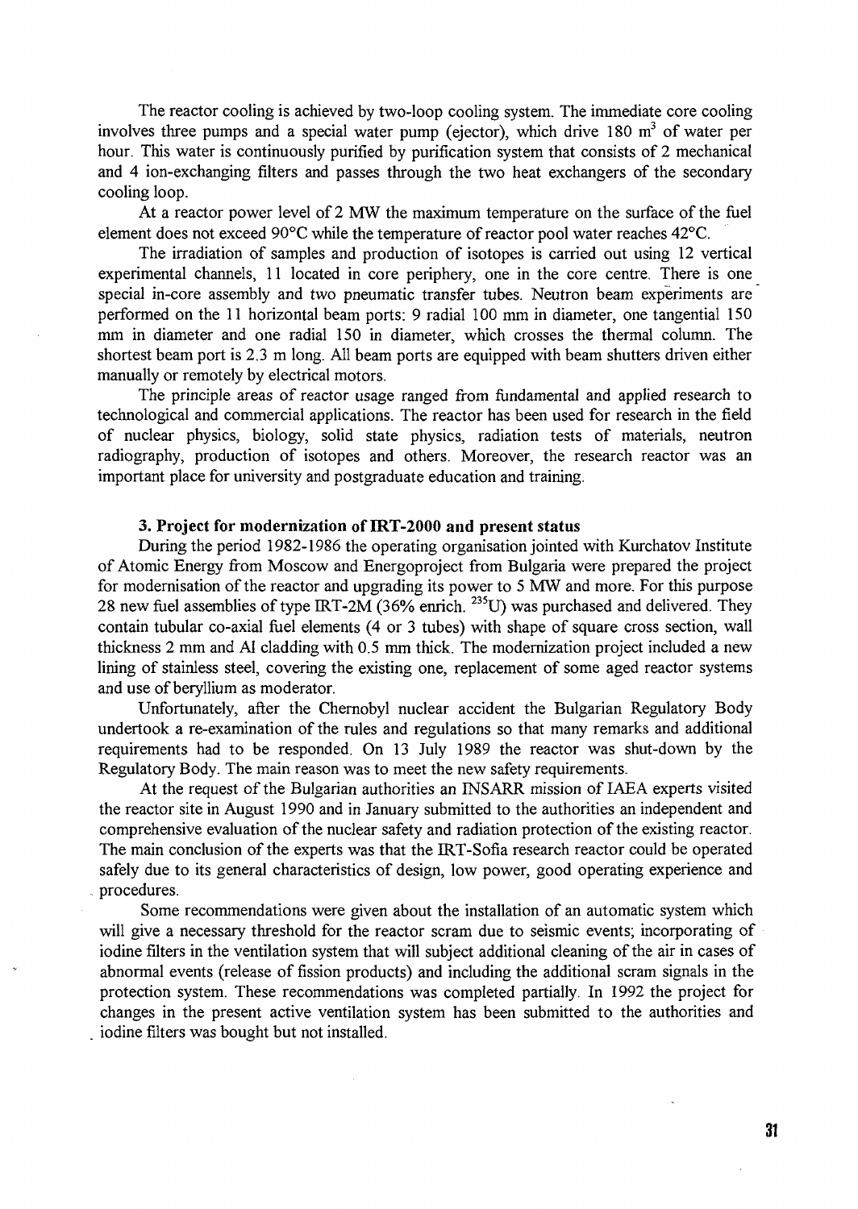The reactor cooling is achieved by two-loop cooling system. The immediate core cooling involves three pumps and a special water pump (ejector), which drive 180 $m^3$ of water per hour. This water is continuously purified by purification system that consists of 2 mechanical and 4 ion-exchanging filters and passes through the two heat exchangers of the secondary cooling loop.

At a reactor power level of 2 MW the maximum temperature on the surface of the fuel element does not exceed 90°C while the temperature of reactor pool water reaches 42°C.

The irradiation of samples and production of isotopes is carried out using 12 vertical experimental channels, 11 located in core periphery, one in the core centre. There is one special in-core assembly and two pneumatic transfer tubes. Neutron beam experiments are performed on the 11 horizontal beam ports: 9 radial 100 mm in diameter, one tangential 150 mm in diameter and one radial 150 in diameter, which crosses the thermal column. The shortest beam port is 2.3 m long. All beam ports are equipped with beam shutters driven either manually or remotely by electrical motors.

The principle areas of reactor usage ranged from fundamental and applied research to technological and commercial applications. The reactor has been used for research in the field of nuclear physics, biology, solid state physics, radiation tests of materials, neutron radiography, production of isotopes and others. Moreover, the research reactor was an important place for university and postgraduate education and training.

### 3. Project for modernization of IRT-2000 and present status

During the period 1982-1986 the operating organisation jointed with Kurchatov Institute of Atomic Energy from Moscow and Energoproject from Bulgaria were prepared the project for modernisation of the reactor and upgrading its power to 5 MW and more. For this purpose 28 new fuel assemblies of type IRT-2M (36% enrich. $^{235}U$) was purchased and delivered. They contain tubular co-axial fuel elements (4 or 3 tubes) with shape of square cross section, wall thickness 2 mm and Al cladding with 0.5 mm thick. The modernization project included a new lining of stainless steel, covering the existing one, replacement of some aged reactor systems and use of beryllium as moderator.

Unfortunately, after the Chernobyl nuclear accident the Bulgarian Regulatory Body undertook a re-examination of the rules and regulations so that many remarks and additional requirements had to be responded. On 13 July 1989 the reactor was shut-down by the Regulatory Body. The main reason was to meet the new safety requirements.

At the request of the Bulgarian authorities an INSARR mission of IAEA experts visited the reactor site in August 1990 and in January submitted to the authorities an independent and comprehensive evaluation of the nuclear safety and radiation protection of the existing reactor. The main conclusion of the experts was that the IRT-Sofia research reactor could be operated safely due to its general characteristics of design, low power, good operating experience and procedures.

Some recommendations were given about the installation of an automatic system which will give a necessary threshold for the reactor scram due to seismic events; incorporating of iodine filters in the ventilation system that will subject additional cleaning of the air in cases of abnormal events (release of fission products) and including the additional scram signals in the protection system. These recommendations was completed partially. In 1992 the project for changes in the present active ventilation system has been submitted to the authorities and iodine filters was bought but not installed.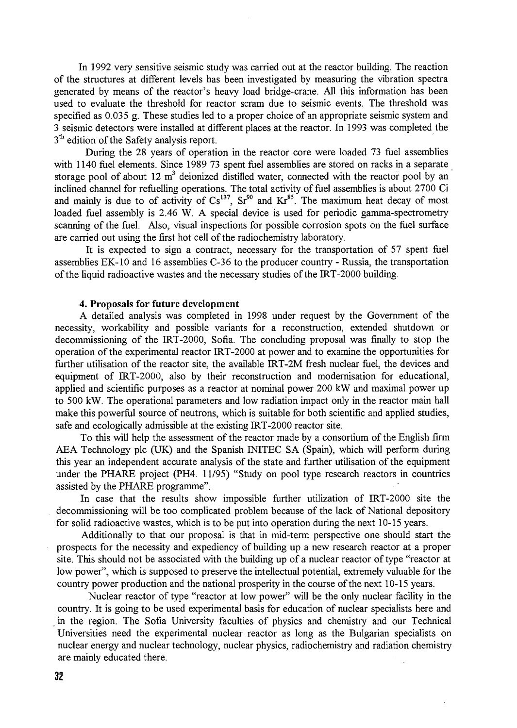In 1992 very sensitive seismic study was carried out at the reactor building. The reaction of the structures at different levels has been investigated by measuring the vibration spectra generated by means of the reactor's heavy load bridge-crane. All this information has been used to evaluate the threshold for reactor scram due to seismic events. The threshold was specified as 0.035 g. These studies led to a proper choice of an appropriate seismic system and 3 seismic detectors were installed at different places at the reactor. In 1993 was completed the $3^{th}$ edition of the Safety analysis report.

During the 28 years of operation in the reactor core were loaded 73 fuel assemblies with 1140 fuel elements. Since 1989 73 spent fuel assemblies are stored on racks in a separate storage pool of about 12 $m^3$ deionized distilled water, connected with the reactor pool by an inclined channel for refuelling operations. The total activity of fuel assemblies is about 2700 Ci and mainly is due to of activity of $Cs^{137}$, $Sr^{90}$ and $Kr^{85}$. The maximum heat decay of most loaded fuel assembly is 2.46 W. A special device is used for periodic gamma-spectrometry scanning of the fuel. Also, visual inspections for possible corrosion spots on the fuel surface are carried out using the first hot cell of the radiochemistry laboratory.

It is expected to sign a contract, necessary for the transportation of 57 spent fuel assemblies EK-10 and 16 assemblies C-36 to the producer country - Russia, the transportation of the liquid radioactive wastes and the necessary studies of the IRT-2000 building.

#### 4. Proposals for future development

A detailed analysis was completed in 1998 under request by the Government of the necessity, workability and possible variants for a reconstruction, extended shutdown or decommissioning of the IRT-2000, Sofia. The concluding proposal was finally to stop the operation of the experimental reactor IRT-2000 at power and to examine the opportunities for further utilisation of the reactor site, the available IRT-2M fresh nuclear fuel, the devices and equipment of IRT-2000, also by their reconstruction and modernisation for educational, applied and scientific purposes as a reactor at nominal power 200 kW and maximal power up to 500 kW. The operational parameters and low radiation impact only in the reactor main hall make this powerful source of neutrons, which is suitable for both scientific and applied studies, safe and ecologically admissible at the existing IRT-2000 reactor site.

To this will help the assessment of the reactor made by a consortium of the English firm AEA Technology plc (UK) and the Spanish INITEC SA (Spain), which will perform during this year an independent accurate analysis of the state and further utilisation of the equipment under the PHARE project (PH4. 11/95) "Study on pool type research reactors in countries assisted by the PHARE programme".

In case that the results show impossible further utilization of IRT-2000 site the decommissioning will be too complicated problem because of the lack of National depository for solid radioactive wastes, which is to be put into operation during the next 10-15 years.

Additionally to that our proposal is that in mid-term perspective one should start the prospects for the necessity and expediency of building up a new research reactor at a proper site. This should not be associated with the building up of a nuclear reactor of type "reactor at low power", which is supposed to preserve the intellectual potential, extremely valuable for the country power production and the national prosperity in the course of the next 10-15 years.

Nuclear reactor of type "reactor at low power" will be the only nuclear facility in the country. It is going to be used experimental basis for education of nuclear specialists here and in the region. The Sofia University faculties of physics and chemistry and our Technical Universities need the experimental nuclear reactor as long as the Bulgarian specialists on nuclear energy and nuclear technology, nuclear physics, radiochemistry and radiation chemistry are mainly educated there.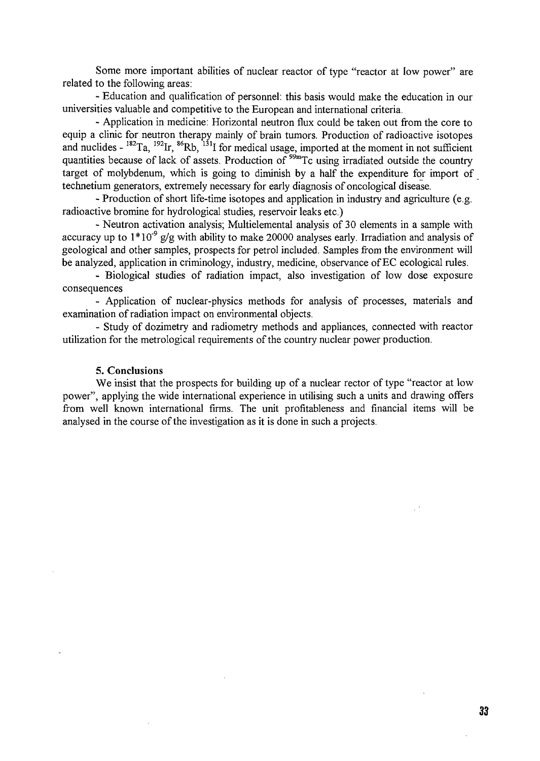Some more important abilities of nuclear reactor of type "reactor at low power" are related to the following areas:

- Education and qualification of personnel: this basis would make the education in our universities valuable and competitive to the European and international criteria.
- Application in medicine: Horizontal neutron flux could be taken out from the core to equip a clinic for neutron therapy mainly of brain tumors. Production of radioactive isotopes and nuclides - $^{182}Ta$, $^{192}Ir$, $^{86}Rb$, $^{131}I$ for medical usage, imported at the moment in not sufficient quantities because of lack of assets. Production of $^{99m}Tc$ using irradiated outside the country target of molybdenum, which is going to diminish by a half the expenditure for import of technetium generators, extremely necessary for early diagnosis of oncological disease.
- Production of short life-time isotopes and application in industry and agriculture (e.g. radioactive bromine for hydrological studies, reservoir leaks etc.)
- Neutron activation analysis; Multielemental analysis of 30 elements in a sample with accuracy up to $1*10^{-9}$ g/g with ability to make 20000 analyses early. Irradiation and analysis of geological and other samples, prospects for petrol included. Samples from the environment will be analyzed, application in criminology, industry, medicine, observance of EC ecological rules.
- Biological studies of radiation impact, also investigation of low dose exposure consequences
- Application of nuclear-physics methods for analysis of processes, materials and examination of radiation impact on environmental objects.
- Study of dozimetry and radiometry methods and appliances, connected with reactor utilization for the metrological requirements of the country nuclear power production.

## 5. Conclusions

We insist that the prospects for building up of a nuclear rector of type "reactor at low power", applying the wide international experience in utilising such a units and drawing offers from well known international firms. The unit profitableness and financial items will be analysed in the course of the investigation as it is done in such a projects.